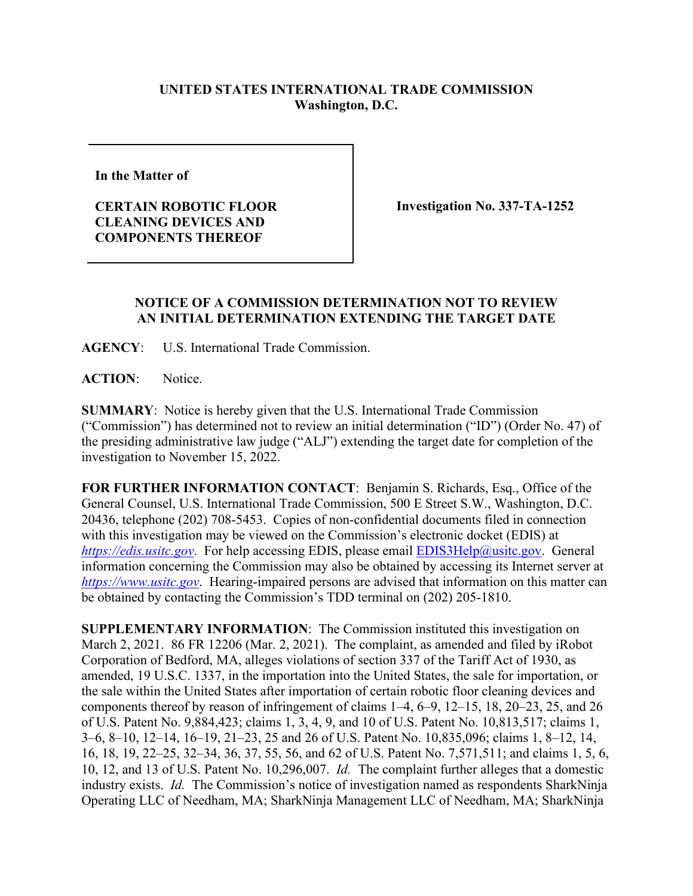**UNITED STATES INTERNATIONAL TRADE COMMISSION**
**Washington, D.C.**

| **In the Matter of**<br><br>**CERTAIN ROBOTIC FLOOR CLEANING DEVICES AND COMPONENTS THEREOF** | **Investigation No. 337-TA-1252** |
|---|---|

**NOTICE OF A COMMISSION DETERMINATION NOT TO REVIEW AN INITIAL DETERMINATION EXTENDING THE TARGET DATE**

**AGENCY**: U.S. International Trade Commission.

**ACTION**: Notice.

**SUMMARY**: Notice is hereby given that the U.S. International Trade Commission ("Commission") has determined not to review an initial determination ("ID") (Order No. 47) of the presiding administrative law judge ("ALJ") extending the target date for completion of the investigation to November 15, 2022.

**FOR FURTHER INFORMATION CONTACT**: Benjamin S. Richards, Esq., Office of the General Counsel, U.S. International Trade Commission, 500 E Street S.W., Washington, D.C. 20436, telephone (202) 708-5453. Copies of non-confidential documents filed in connection with this investigation may be viewed on the Commission's electronic docket (EDIS) at *https://edis.usitc.gov*. For help accessing EDIS, please email EDIS3Help@usitc.gov. General information concerning the Commission may also be obtained by accessing its Internet server at *https://www.usitc.gov*. Hearing-impaired persons are advised that information on this matter can be obtained by contacting the Commission's TDD terminal on (202) 205-1810.

**SUPPLEMENTARY INFORMATION**: The Commission instituted this investigation on March 2, 2021. 86 FR 12206 (Mar. 2, 2021). The complaint, as amended and filed by iRobot Corporation of Bedford, MA, alleges violations of section 337 of the Tariff Act of 1930, as amended, 19 U.S.C. 1337, in the importation into the United States, the sale for importation, or the sale within the United States after importation of certain robotic floor cleaning devices and components thereof by reason of infringement of claims 1–4, 6–9, 12–15, 18, 20–23, 25, and 26 of U.S. Patent No. 9,884,423; claims 1, 3, 4, 9, and 10 of U.S. Patent No. 10,813,517; claims 1, 3–6, 8–10, 12–14, 16–19, 21–23, 25 and 26 of U.S. Patent No. 10,835,096; claims 1, 8–12, 14, 16, 18, 19, 22–25, 32–34, 36, 37, 55, 56, and 62 of U.S. Patent No. 7,571,511; and claims 1, 5, 6, 10, 12, and 13 of U.S. Patent No. 10,296,007. *Id.* The complaint further alleges that a domestic industry exists. *Id.* The Commission's notice of investigation named as respondents SharkNinja Operating LLC of Needham, MA; SharkNinja Management LLC of Needham, MA; SharkNinja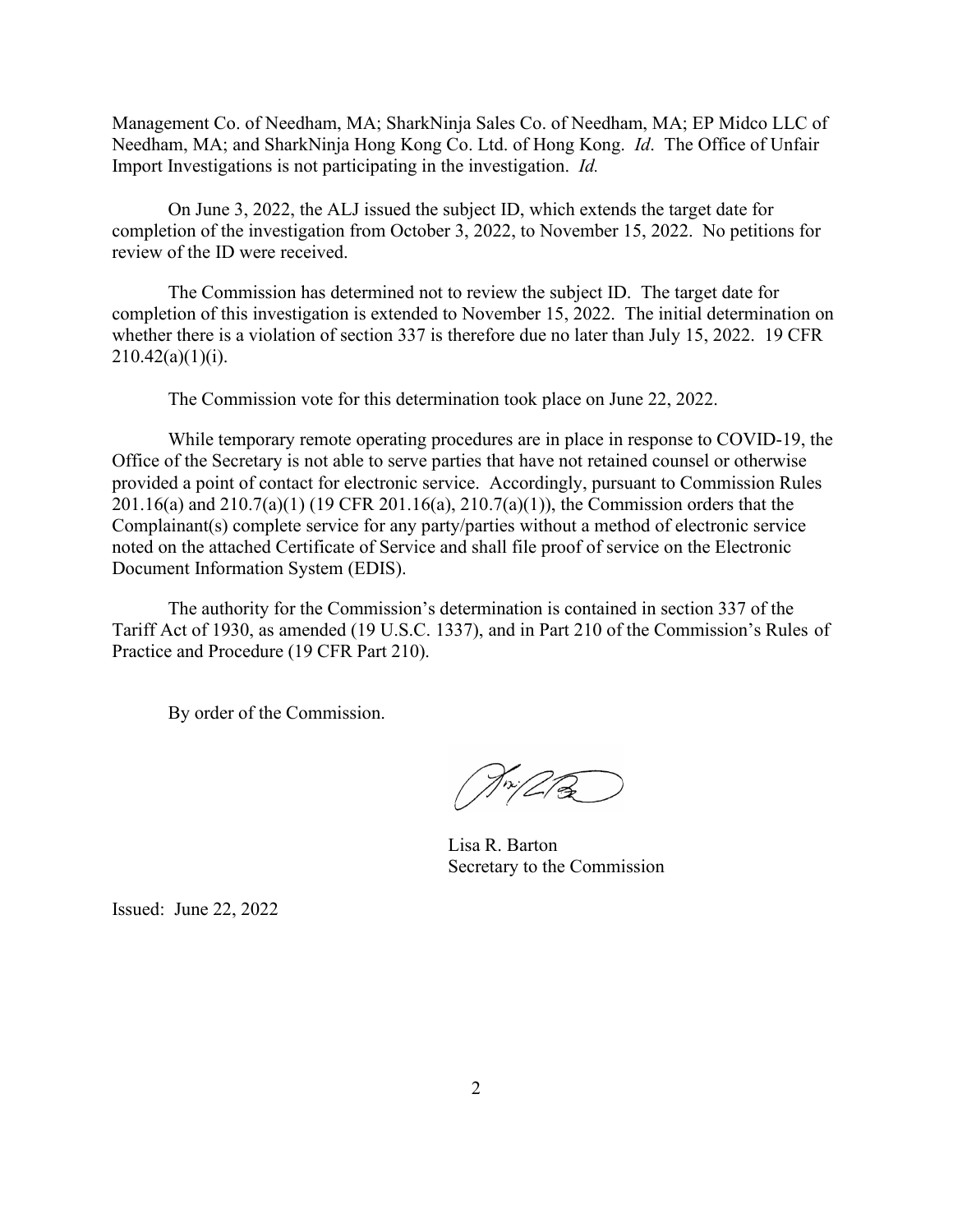Management Co. of Needham, MA; SharkNinja Sales Co. of Needham, MA; EP Midco LLC of Needham, MA; and SharkNinja Hong Kong Co. Ltd. of Hong Kong. *Id*. The Office of Unfair Import Investigations is not participating in the investigation. *Id.*

On June 3, 2022, the ALJ issued the subject ID, which extends the target date for completion of the investigation from October 3, 2022, to November 15, 2022. No petitions for review of the ID were received.

The Commission has determined not to review the subject ID. The target date for completion of this investigation is extended to November 15, 2022. The initial determination on whether there is a violation of section 337 is therefore due no later than July 15, 2022. 19 CFR 210.42(a)(1)(i).

The Commission vote for this determination took place on June 22, 2022.

While temporary remote operating procedures are in place in response to COVID-19, the Office of the Secretary is not able to serve parties that have not retained counsel or otherwise provided a point of contact for electronic service. Accordingly, pursuant to Commission Rules 201.16(a) and 210.7(a)(1) (19 CFR 201.16(a), 210.7(a)(1)), the Commission orders that the Complainant(s) complete service for any party/parties without a method of electronic service noted on the attached Certificate of Service and shall file proof of service on the Electronic Document Information System (EDIS).

The authority for the Commission's determination is contained in section 337 of the Tariff Act of 1930, as amended (19 U.S.C. 1337), and in Part 210 of the Commission's Rules of Practice and Procedure (19 CFR Part 210).

By order of the Commission.

Lisa R. Barton
Secretary to the Commission

Issued: June 22, 2022